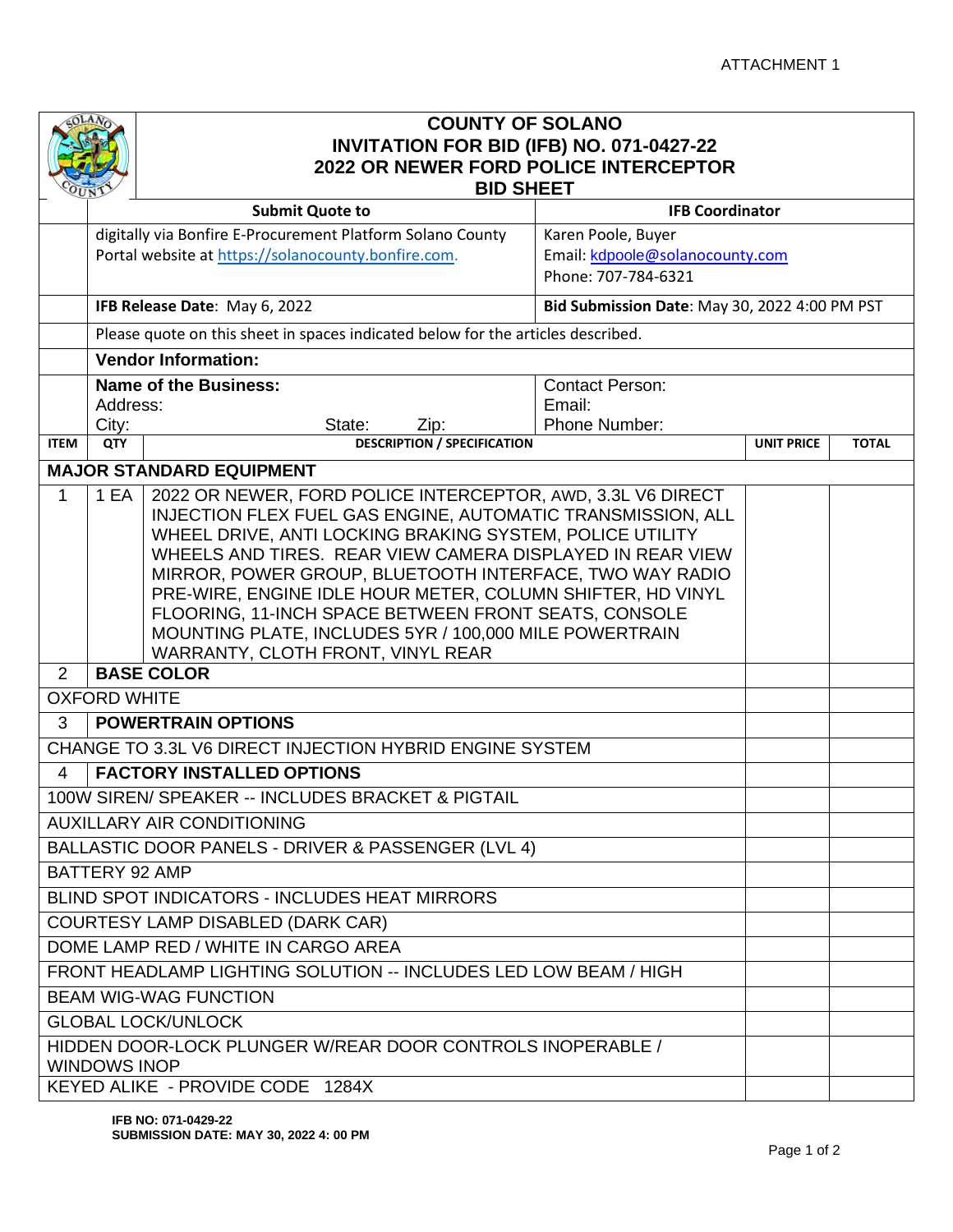ATTACHMENT 1

# COUNTY OF SOLANO
## INVITATION FOR BID (IFB) NO. 071-0427-22
## 2022 OR NEWER FORD POLICE INTERCEPTOR
## BID SHEET

| Submit Quote to | IFB Coordinator |
|---|---|
| digitally via Bonfire E-Procurement Platform Solano County Portal website at https://solanocounty.bonfire.com. | Karen Poole, Buyer<br>Email: kdpoole@solanocounty.com<br>Phone: 707-784-6321 |
| **IFB Release Date**: May 6, 2022 | **Bid Submission Date**: May 30, 2022 4:00 PM PST |

Please quote on this sheet in spaces indicated below for the articles described.

**Vendor Information:**

| **Name of the Business:**<br>Address:<br>City: State: Zip: | Contact Person:<br>Email:<br>Phone Number: |
|---|---|

| ITEM | QTY | DESCRIPTION / SPECIFICATION | UNIT PRICE | TOTAL |
|---|---|---|---|---|
| **MAJOR STANDARD EQUIPMENT** | | | | |
| 1 | 1 EA | 2022 OR NEWER, FORD POLICE INTERCEPTOR, AWD, 3.3L V6 DIRECT INJECTION FLEX FUEL GAS ENGINE, AUTOMATIC TRANSMISSION, ALL WHEEL DRIVE, ANTI LOCKING BRAKING SYSTEM, POLICE UTILITY WHEELS AND TIRES. REAR VIEW CAMERA DISPLAYED IN REAR VIEW MIRROR, POWER GROUP, BLUETOOTH INTERFACE, TWO WAY RADIO PRE-WIRE, ENGINE IDLE HOUR METER, COLUMN SHIFTER, HD VINYL FLOORING, 11-INCH SPACE BETWEEN FRONT SEATS, CONSOLE MOUNTING PLATE, INCLUDES 5YR / 100,000 MILE POWERTRAIN WARRANTY, CLOTH FRONT, VINYL REAR | | |
| 2 | **BASE COLOR** | | | |
| OXFORD WHITE | | | | |
| 3 | **POWERTRAIN OPTIONS** | | | |
| CHANGE TO 3.3L V6 DIRECT INJECTION HYBRID ENGINE SYSTEM | | | | |
| 4 | **FACTORY INSTALLED OPTIONS** | | | |
| 100W SIREN/ SPEAKER -- INCLUDES BRACKET & PIGTAIL | | | | |
| AUXILLARY AIR CONDITIONING | | | | |
| BALLASTIC DOOR PANELS - DRIVER & PASSENGER (LVL 4) | | | | |
| BATTERY 92 AMP | | | | |
| BLIND SPOT INDICATORS - INCLUDES HEAT MIRRORS | | | | |
| COURTESY LAMP DISABLED (DARK CAR) | | | | |
| DOME LAMP RED / WHITE IN CARGO AREA | | | | |
| FRONT HEADLAMP LIGHTING SOLUTION -- INCLUDES LED LOW BEAM / HIGH | | | | |
| BEAM WIG-WAG FUNCTION | | | | |
| GLOBAL LOCK/UNLOCK | | | | |
| HIDDEN DOOR-LOCK PLUNGER W/REAR DOOR CONTROLS INOPERABLE / WINDOWS INOP | | | | |
| KEYED ALIKE - PROVIDE CODE 1284X | | | | |

**IFB NO: 071-0429-22**
**SUBMISSION DATE: MAY 30, 2022 4: 00 PM**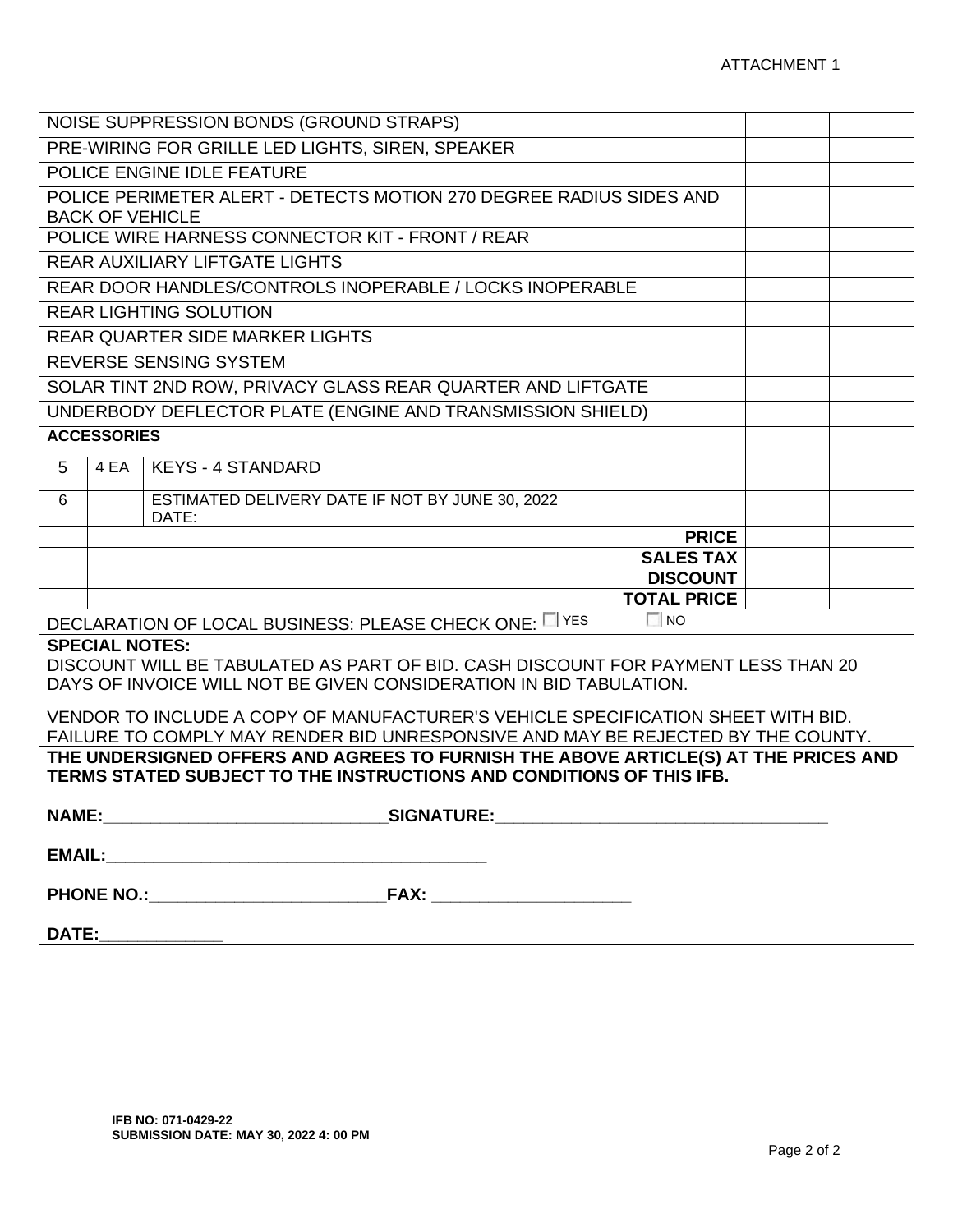| | | | | |
|---|---|---|---|---|
| NOISE SUPPRESSION BONDS (GROUND STRAPS) | | | | |
| PRE-WIRING FOR GRILLE LED LIGHTS, SIREN, SPEAKER | | | | |
| POLICE ENGINE IDLE FEATURE | | | | |
| POLICE PERIMETER ALERT - DETECTS MOTION 270 DEGREE RADIUS SIDES AND BACK OF VEHICLE | | | | |
| POLICE WIRE HARNESS CONNECTOR KIT - FRONT / REAR | | | | |
| REAR AUXILIARY LIFTGATE LIGHTS | | | | |
| REAR DOOR HANDLES/CONTROLS INOPERABLE / LOCKS INOPERABLE | | | | |
| REAR LIGHTING SOLUTION | | | | |
| REAR QUARTER SIDE MARKER LIGHTS | | | | |
| REVERSE SENSING SYSTEM | | | | |
| SOLAR TINT 2ND ROW, PRIVACY GLASS REAR QUARTER AND LIFTGATE | | | | |
| UNDERBODY DEFLECTOR PLATE (ENGINE AND TRANSMISSION SHIELD) | | | | |
| **ACCESSORIES** | | | | |
| 5 | 4 EA | KEYS - 4 STANDARD | | |
| 6 | | ESTIMATED DELIVERY DATE IF NOT BY JUNE 30, 2022<br>DATE: | | |
| | | **PRICE** | | |
| | | **SALES TAX** | | |
| | | **DISCOUNT** | | |
| | | **TOTAL PRICE** | | |

DECLARATION OF LOCAL BUSINESS: PLEASE CHECK ONE: ☐ YES ☐ NO

**SPECIAL NOTES:**

DISCOUNT WILL BE TABULATED AS PART OF BID. CASH DISCOUNT FOR PAYMENT LESS THAN 20 DAYS OF INVOICE WILL NOT BE GIVEN CONSIDERATION IN BID TABULATION.

VENDOR TO INCLUDE A COPY OF MANUFACTURER'S VEHICLE SPECIFICATION SHEET WITH BID. FAILURE TO COMPLY MAY RENDER BID UNRESPONSIVE AND MAY BE REJECTED BY THE COUNTY.

**THE UNDERSIGNED OFFERS AND AGREES TO FURNISH THE ABOVE ARTICLE(S) AT THE PRICES AND TERMS STATED SUBJECT TO THE INSTRUCTIONS AND CONDITIONS OF THIS IFB.**

**NAME:**______________________________**SIGNATURE:**____________________________________

**EMAIL:**__________________________________________

**PHONE NO.:**_________________________**FAX:** _____________________

**DATE:**_____________

**IFB NO: 071-0429-22**
**SUBMISSION DATE: MAY 30, 2022 4: 00 PM**